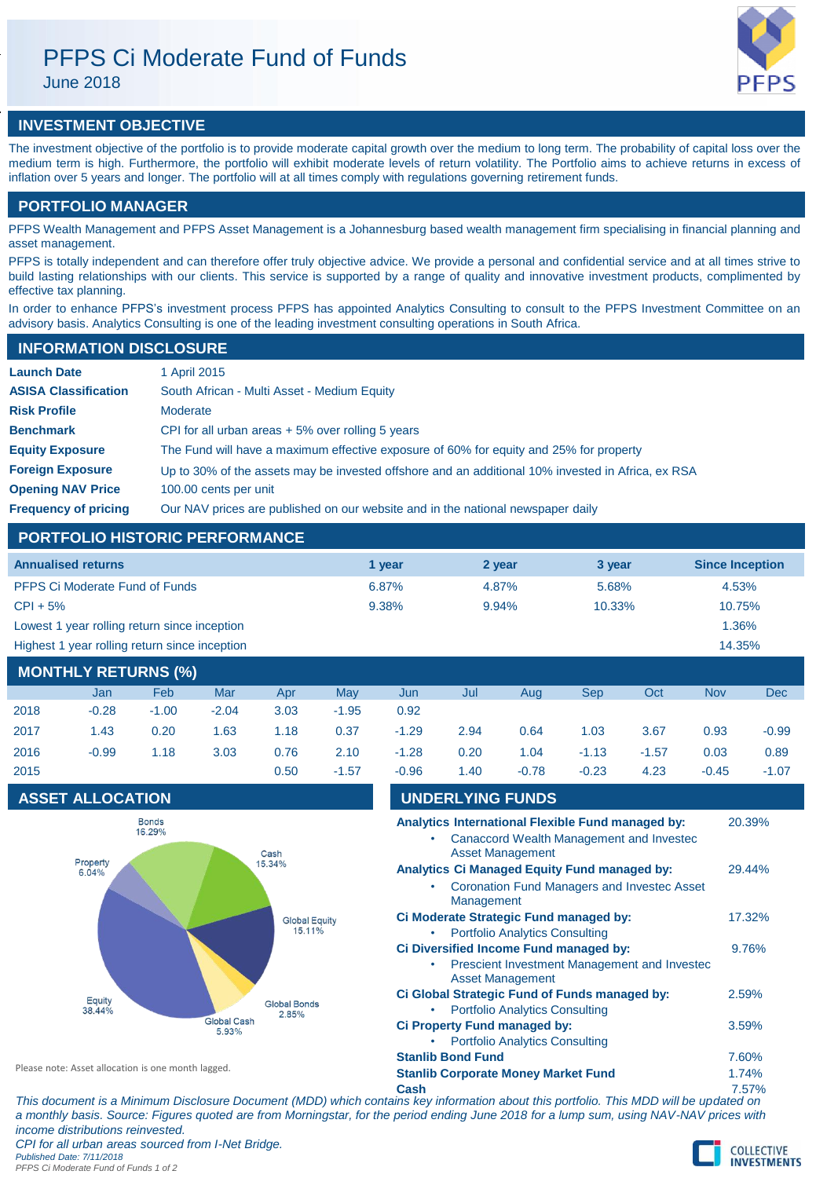# PFPS Ci Moderate Fund of Funds

June 2018

## INVESTMENT OBJECTIVE

The investment objective of the portfolio is to provide moderate capital growth over the medium to long term. The probability of capital loss over the medium term is high. Furthermore, the portfolio will exhibit moderate levels of return volatility. The Portfolio aims to achieve returns in excess of inflation over 5 years and longer. The portfolio will at all times comply with regulations governing retirement funds.

## PORTFOLIO MANAGER

PFPS Wealth Management and PFPS Asset Management is a Johannesburg based wealth management firm specialising in financial planning and asset management.

PFPS is totally independent and can therefore offer truly objective advice. We provide a personal and confidential service and at all times strive to build lasting relationships with our clients. This service is supported by a range of quality and innovative investment products, complimented by effective tax planning.

In order to enhance PFPS's investment process PFPS has appointed Analytics Consulting to consult to the PFPS Investment Committee on an advisory basis. Analytics Consulting is one of the leading investment consulting operations in South Africa.

## INFORMATION DISCLOSURE

| | |
|---|---|
| **Launch Date** | 1 April 2015 |
| **ASISA Classification** | South African - Multi Asset - Medium Equity |
| **Risk Profile** | Moderate |
| **Benchmark** | CPI for all urban areas + 5% over rolling 5 years |
| **Equity Exposure** | The Fund will have a maximum effective exposure of 60% for equity and 25% for property |
| **Foreign Exposure** | Up to 30% of the assets may be invested offshore and an additional 10% invested in Africa, ex RSA |
| **Opening NAV Price** | 100.00 cents per unit |
| **Frequency of pricing** | Our NAV prices are published on our website and in the national newspaper daily |

## PORTFOLIO HISTORIC PERFORMANCE

| Annualised returns | 1 year | 2 year | 3 year | Since Inception |
|---|---|---|---|---|
| PFPS Ci Moderate Fund of Funds | 6.87% | 4.87% | 5.68% | 4.53% |
| CPI + 5% | 9.38% | 9.94% | 10.33% | 10.75% |
| Lowest 1 year rolling return since inception | | | | 1.36% |
| Highest 1 year rolling return since inception | | | | 14.35% |

## MONTHLY RETURNS (%)

| | Jan | Feb | Mar | Apr | May | Jun | Jul | Aug | Sep | Oct | Nov | Dec |
|---|---|---|---|---|---|---|---|---|---|---|---|---|
| 2018 | -0.28 | -1.00 | -2.04 | 3.03 | -1.95 | 0.92 | | | | | | |
| 2017 | 1.43 | 0.20 | 1.63 | 1.18 | 0.37 | -1.29 | 2.94 | 0.64 | 1.03 | 3.67 | 0.93 | -0.99 |
| 2016 | -0.99 | 1.18 | 3.03 | 0.76 | 2.10 | -1.28 | 0.20 | 1.04 | -1.13 | -1.57 | 0.03 | 0.89 |
| 2015 | | | | 0.50 | -1.57 | -0.96 | 1.40 | -0.78 | -0.23 | 4.23 | -0.45 | -1.07 |

## ASSET ALLOCATION

| Asset | Allocation |
|---|---|
| Bonds | 16.29% |
| Cash | 15.34% |
| Global Equity | 15.11% |
| Global Bonds | 2.85% |
| Global Cash | 5.93% |
| Equity | 38.44% |
| Property | 6.04% |

Please note: Asset allocation is one month lagged.

## UNDERLYING FUNDS

| Fund | Weight |
|---|---|
| **Analytics International Flexible Fund managed by:** <br>• Canaccord Wealth Management and Investec Asset Management | 20.39% |
| **Analytics Ci Managed Equity Fund managed by:** <br>• Coronation Fund Managers and Investec Asset Management | 29.44% |
| **Ci Moderate Strategic Fund managed by:** <br>• Portfolio Analytics Consulting | 17.32% |
| **Ci Diversified Income Fund managed by:** <br>• Prescient Investment Management and Investec Asset Management | 9.76% |
| **Ci Global Strategic Fund of Funds managed by:** <br>• Portfolio Analytics Consulting | 2.59% |
| **Ci Property Fund managed by:** <br>• Portfolio Analytics Consulting | 3.59% |
| **Stanlib Bond Fund** | 7.60% |
| **Stanlib Corporate Money Market Fund** | 1.74% |
| **Cash** | 7.57% |

*This document is a Minimum Disclosure Document (MDD) which contains key information about this portfolio. This MDD will be updated on a monthly basis. Source: Figures quoted are from Morningstar, for the period ending June 2018 for a lump sum, using NAV-NAV prices with income distributions reinvested.*

*CPI for all urban areas sourced from I-Net Bridge.*

*Published Date: 7/11/2018*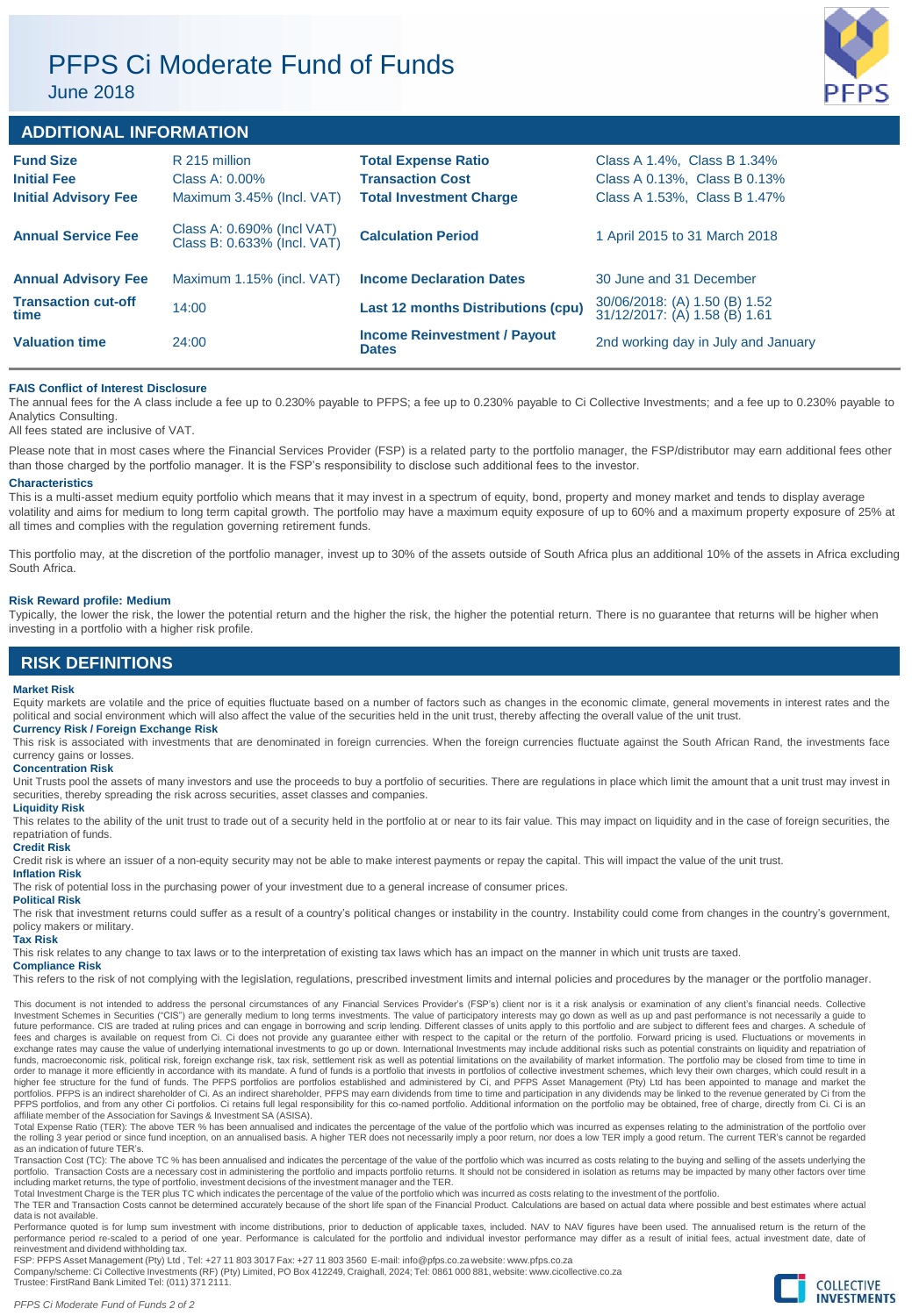# PFPS Ci Moderate Fund of Funds

June 2018

## ADDITIONAL INFORMATION

| | | | |
|---|---|---|---|
| **Fund Size** | R 215 million | **Total Expense Ratio** | Class A 1.4%, Class B 1.34% |
| **Initial Fee** | Class A: 0.00% | **Transaction Cost** | Class A 0.13%, Class B 0.13% |
| **Initial Advisory Fee** | Maximum 3.45% (Incl. VAT) | **Total Investment Charge** | Class A 1.53%, Class B 1.47% |
| **Annual Service Fee** | Class A: 0.690% (Incl VAT) Class B: 0.633% (Incl. VAT) | **Calculation Period** | 1 April 2015 to 31 March 2018 |
| **Annual Advisory Fee** | Maximum 1.15% (incl. VAT) | **Income Declaration Dates** | 30 June and 31 December |
| **Transaction cut-off time** | 14:00 | **Last 12 months Distributions (cpu)** | 30/06/2018: (A) 1.50 (B) 1.52 31/12/2017: (A) 1.58 (B) 1.61 |
| **Valuation time** | 24:00 | **Income Reinvestment / Payout Dates** | 2nd working day in July and January |

**FAIS Conflict of Interest Disclosure**

The annual fees for the A class include a fee up to 0.230% payable to PFPS; a fee up to 0.230% payable to Ci Collective Investments; and a fee up to 0.230% payable to Analytics Consulting.

All fees stated are inclusive of VAT.

Please note that in most cases where the Financial Services Provider (FSP) is a related party to the portfolio manager, the FSP/distributor may earn additional fees other than those charged by the portfolio manager. It is the FSP's responsibility to disclose such additional fees to the investor.

**Characteristics**

This is a multi-asset medium equity portfolio which means that it may invest in a spectrum of equity, bond, property and money market and tends to display average volatility and aims for medium to long term capital growth. The portfolio may have a maximum equity exposure of up to 60% and a maximum property exposure of 25% at all times and complies with the regulation governing retirement funds.

This portfolio may, at the discretion of the portfolio manager, invest up to 30% of the assets outside of South Africa plus an additional 10% of the assets in Africa excluding South Africa.

**Risk Reward profile: Medium**

Typically, the lower the risk, the lower the potential return and the higher the risk, the higher the potential return. There is no guarantee that returns will be higher when investing in a portfolio with a higher risk profile.

## RISK DEFINITIONS

**Market Risk**

Equity markets are volatile and the price of equities fluctuate based on a number of factors such as changes in the economic climate, general movements in interest rates and the political and social environment which will also affect the value of the securities held in the unit trust, thereby affecting the overall value of the unit trust.

**Currency Risk / Foreign Exchange Risk**

This risk is associated with investments that are denominated in foreign currencies. When the foreign currencies fluctuate against the South African Rand, the investments face currency gains or losses.

**Concentration Risk**

Unit Trusts pool the assets of many investors and use the proceeds to buy a portfolio of securities. There are regulations in place which limit the amount that a unit trust may invest in securities, thereby spreading the risk across securities, asset classes and companies.

**Liquidity Risk**

This relates to the ability of the unit trust to trade out of a security held in the portfolio at or near to its fair value. This may impact on liquidity and in the case of foreign securities, the repatriation of funds.

**Credit Risk**

Credit risk is where an issuer of a non-equity security may not be able to make interest payments or repay the capital. This will impact the value of the unit trust.

**Inflation Risk**

The risk of potential loss in the purchasing power of your investment due to a general increase of consumer prices.

**Political Risk**

The risk that investment returns could suffer as a result of a country's political changes or instability in the country. Instability could come from changes in the country's government, policy makers or military.

**Tax Risk**

This risk relates to any change to tax laws or to the interpretation of existing tax laws which has an impact on the manner in which unit trusts are taxed.

**Compliance Risk**

This refers to the risk of not complying with the legislation, regulations, prescribed investment limits and internal policies and procedures by the manager or the portfolio manager.

This document is not intended to address the personal circumstances of any Financial Services Provider's (FSP's) client nor is it a risk analysis or examination of any client's financial needs. Collective Investment Schemes in Securities ("CIS") are generally medium to long terms investments. The value of participatory interests may go down as well as up and past performance is not necessarily a guide to future performance. CIS are traded at ruling prices and can engage in borrowing and scrip lending. Different classes of units apply to this portfolio and are subject to different fees and charges. A schedule of fees and charges is available on request from Ci. Ci does not provide any guarantee either with respect to the capital or the return of the portfolio. Forward pricing is used. Fluctuations or movements in exchange rates may cause the value of underlying international investments to go up or down. International Investments may include additional risks such as potential constraints on liquidity and repatriation of funds, macroeconomic risk, political risk, foreign exchange risk, tax risk, settlement risk as well as potential limitations on the availability of market information. The portfolio may be closed from time to time in order to manage it more efficiently in accordance with its mandate. A fund of funds is a portfolio that invests in portfolios of collective investment schemes, which levy their own charges, which could result in a higher fee structure for the fund of funds. The PFPS portfolios are portfolios established and administered by Ci, and PFPS Asset Management (Pty) Ltd has been appointed to manage and market the portfolios. PFPS is an indirect shareholder of Ci. As an indirect shareholder, PFPS may earn dividends from time to time and participation in any dividends may be linked to the revenue generated by Ci from the PFPS portfolios, and from any other Ci portfolios. Ci retains full legal responsibility for this co-named portfolio. Additional information on the portfolio may be obtained, free of charge, directly from Ci. Ci is an affiliate member of the Association for Savings & Investment SA (ASISA).

Total Expense Ratio (TER): The above TER % has been annualised and indicates the percentage of the value of the portfolio which was incurred as expenses relating to the administration of the portfolio over the rolling 3 year period or since fund inception, on an annualised basis. A higher TER does not necessarily imply a poor return, nor does a low TER imply a good return. The current TER's cannot be regarded as an indication of future TER's.

Transaction Cost (TC): The above TC % has been annualised and indicates the percentage of the value of the portfolio which was incurred as costs relating to the buying and selling of the assets underlying the portfolio. Transaction Costs are a necessary cost in administering the portfolio and impacts portfolio returns. It should not be considered in isolation as returns may be impacted by many other factors over time including market returns, the type of portfolio, investment decisions of the investment manager and the TER.

Total Investment Charge is the TER plus TC which indicates the percentage of the value of the portfolio which was incurred as costs relating to the investment of the portfolio.

The TER and Transaction Costs cannot be determined accurately because of the short life span of the Financial Product. Calculations are based on actual data where possible and best estimates where actual data is not available.

Performance quoted is for lump sum investment with income distributions, prior to deduction of applicable taxes, included. NAV to NAV figures have been used. The annualised return is the return of the performance period re-scaled to a period of one year. Performance is calculated for the portfolio and individual investor performance may differ as a result of initial fees, actual investment date, date of reinvestment and dividend withholding tax.

FSP: PFPS Asset Management (Pty) Ltd , Tel: +27 11 803 3017 Fax: +27 11 803 3560 E-mail: info@pfps.co.za website: www.pfps.co.za

Company/scheme: Ci Collective Investments (RF) (Pty) Limited, PO Box 412249, Craighall, 2024; Tel: 0861 000 881, website: www.cicollective.co.za

Trustee: FirstRand Bank Limited Tel: (011) 371 2111.